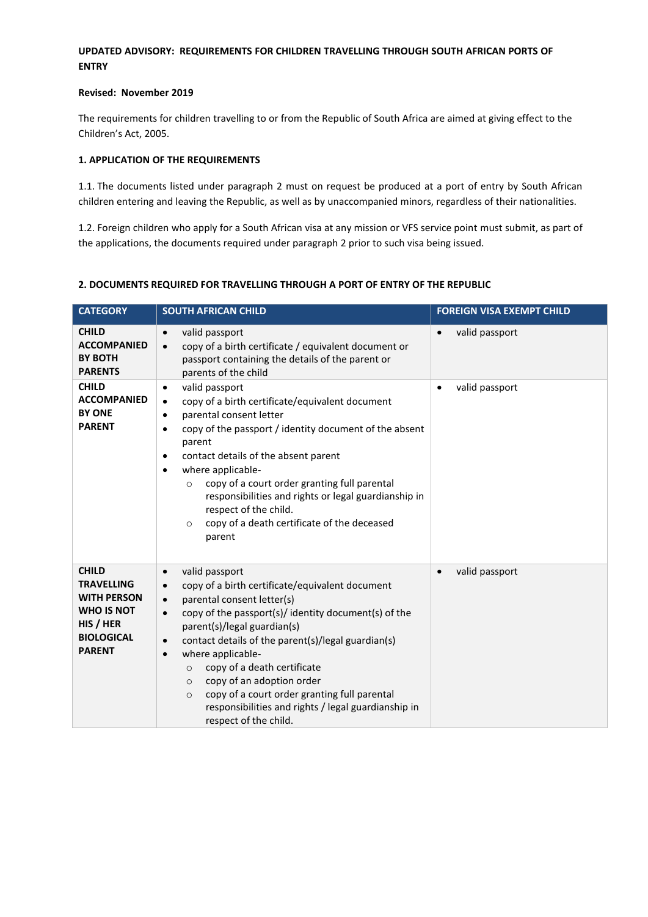**UPDATED ADVISORY: REQUIREMENTS FOR CHILDREN TRAVELLING THROUGH SOUTH AFRICAN PORTS OF ENTRY**

**Revised: November 2019**

The requirements for children travelling to or from the Republic of South Africa are aimed at giving effect to the Children's Act, 2005.

**1. APPLICATION OF THE REQUIREMENTS**

1.1. The documents listed under paragraph 2 must on request be produced at a port of entry by South African children entering and leaving the Republic, as well as by unaccompanied minors, regardless of their nationalities.

1.2. Foreign children who apply for a South African visa at any mission or VFS service point must submit, as part of the applications, the documents required under paragraph 2 prior to such visa being issued.

**2. DOCUMENTS REQUIRED FOR TRAVELLING THROUGH A PORT OF ENTRY OF THE REPUBLIC**

| CATEGORY | SOUTH AFRICAN CHILD | FOREIGN VISA EXEMPT CHILD |
|---|---|---|
| **CHILD ACCOMPANIED BY BOTH PARENTS** | • valid passport<br>• copy of a birth certificate / equivalent document or passport containing the details of the parent or parents of the child | • valid passport |
| **CHILD ACCOMPANIED BY ONE PARENT** | • valid passport<br>• copy of a birth certificate/equivalent document<br>• parental consent letter<br>• copy of the passport / identity document of the absent parent<br>• contact details of the absent parent<br>• where applicable-<br>&nbsp;&nbsp;○ copy of a court order granting full parental responsibilities and rights or legal guardianship in respect of the child.<br>&nbsp;&nbsp;○ copy of a death certificate of the deceased parent | • valid passport |
| **CHILD TRAVELLING WITH PERSON WHO IS NOT HIS / HER BIOLOGICAL PARENT** | • valid passport<br>• copy of a birth certificate/equivalent document<br>• parental consent letter(s)<br>• copy of the passport(s)/ identity document(s) of the parent(s)/legal guardian(s)<br>• contact details of the parent(s)/legal guardian(s)<br>• where applicable-<br>&nbsp;&nbsp;○ copy of a death certificate<br>&nbsp;&nbsp;○ copy of an adoption order<br>&nbsp;&nbsp;○ copy of a court order granting full parental responsibilities and rights / legal guardianship in respect of the child. | • valid passport |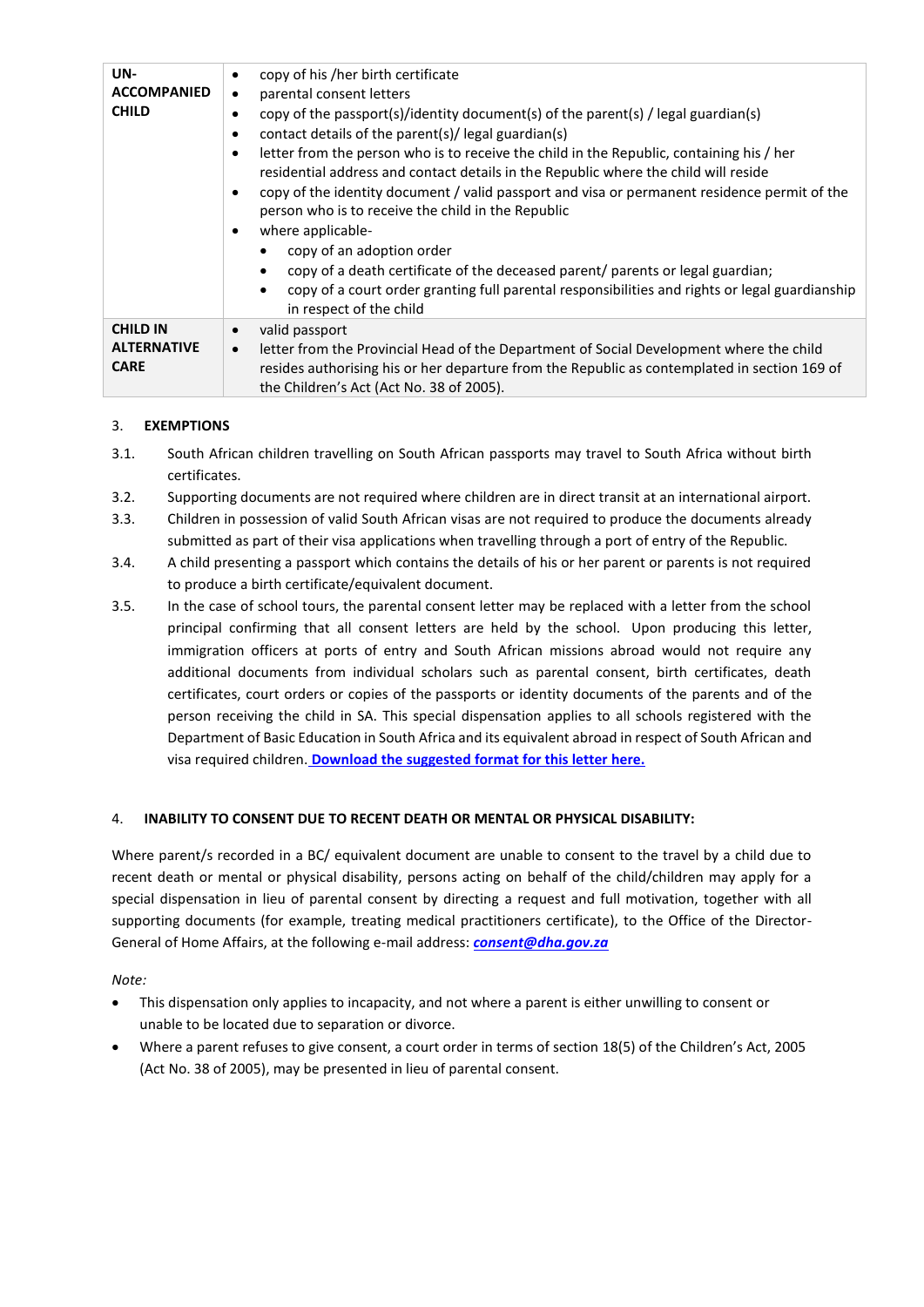| | |
|---|---|
| **UN-ACCOMPANIED CHILD** | • copy of his /her birth certificate<br>• parental consent letters<br>• copy of the passport(s)/identity document(s) of the parent(s) / legal guardian(s)<br>• contact details of the parent(s)/ legal guardian(s)<br>• letter from the person who is to receive the child in the Republic, containing his / her residential address and contact details in the Republic where the child will reside<br>• copy of the identity document / valid passport and visa or permanent residence permit of the person who is to receive the child in the Republic<br>• where applicable-<br>  • copy of an adoption order<br>  • copy of a death certificate of the deceased parent/ parents or legal guardian;<br>  • copy of a court order granting full parental responsibilities and rights or legal guardianship in respect of the child |
| **CHILD IN ALTERNATIVE CARE** | • valid passport<br>• letter from the Provincial Head of the Department of Social Development where the child resides authorising his or her departure from the Republic as contemplated in section 169 of the Children's Act (Act No. 38 of 2005). |

3. **EXEMPTIONS**

3.1. South African children travelling on South African passports may travel to South Africa without birth certificates.

3.2. Supporting documents are not required where children are in direct transit at an international airport.

3.3. Children in possession of valid South African visas are not required to produce the documents already submitted as part of their visa applications when travelling through a port of entry of the Republic.

3.4. A child presenting a passport which contains the details of his or her parent or parents is not required to produce a birth certificate/equivalent document.

3.5. In the case of school tours, the parental consent letter may be replaced with a letter from the school principal confirming that all consent letters are held by the school. Upon producing this letter, immigration officers at ports of entry and South African missions abroad would not require any additional documents from individual scholars such as parental consent, birth certificates, death certificates, court orders or copies of the passports or identity documents of the parents and of the person receiving the child in SA. This special dispensation applies to all schools registered with the Department of Basic Education in South Africa and its equivalent abroad in respect of South African and visa required children. **Download the suggested format for this letter here.**

4. **INABILITY TO CONSENT DUE TO RECENT DEATH OR MENTAL OR PHYSICAL DISABILITY:**

Where parent/s recorded in a BC/ equivalent document are unable to consent to the travel by a child due to recent death or mental or physical disability, persons acting on behalf of the child/children may apply for a special dispensation in lieu of parental consent by directing a request and full motivation, together with all supporting documents (for example, treating medical practitioners certificate), to the Office of the Director-General of Home Affairs, at the following e-mail address: ***consent@dha.gov.za***

*Note:*

- This dispensation only applies to incapacity, and not where a parent is either unwilling to consent or unable to be located due to separation or divorce.
- Where a parent refuses to give consent, a court order in terms of section 18(5) of the Children's Act, 2005 (Act No. 38 of 2005), may be presented in lieu of parental consent.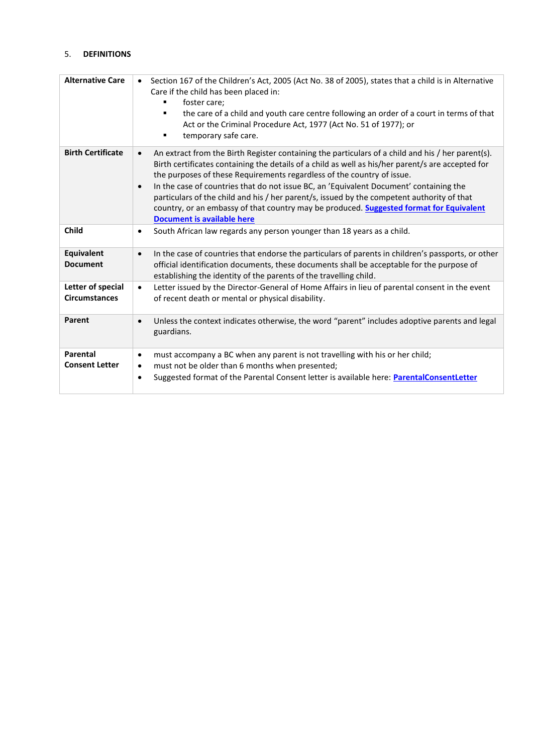## 5. DEFINITIONS

| | |
|---|---|
| **Alternative Care** | • Section 167 of the Children's Act, 2005 (Act No. 38 of 2005), states that a child is in Alternative Care if the child has been placed in:<br>▪ foster care;<br>▪ the care of a child and youth care centre following an order of a court in terms of that Act or the Criminal Procedure Act, 1977 (Act No. 51 of 1977); or<br>▪ temporary safe care. |
| **Birth Certificate** | • An extract from the Birth Register containing the particulars of a child and his / her parent(s). Birth certificates containing the details of a child as well as his/her parent/s are accepted for the purposes of these Requirements regardless of the country of issue.<br>• In the case of countries that do not issue BC, an 'Equivalent Document' containing the particulars of the child and his / her parent/s, issued by the competent authority of that country, or an embassy of that country may be produced. **Suggested format for Equivalent Document is available here** |
| **Child** | • South African law regards any person younger than 18 years as a child. |
| **Equivalent Document** | • In the case of countries that endorse the particulars of parents in children's passports, or other official identification documents, these documents shall be acceptable for the purpose of establishing the identity of the parents of the travelling child. |
| **Letter of special Circumstances** | • Letter issued by the Director-General of Home Affairs in lieu of parental consent in the event of recent death or mental or physical disability. |
| **Parent** | • Unless the context indicates otherwise, the word "parent" includes adoptive parents and legal guardians. |
| **Parental Consent Letter** | • must accompany a BC when any parent is not travelling with his or her child;<br>• must not be older than 6 months when presented;<br>• Suggested format of the Parental Consent letter is available here: **ParentalConsentLetter** |